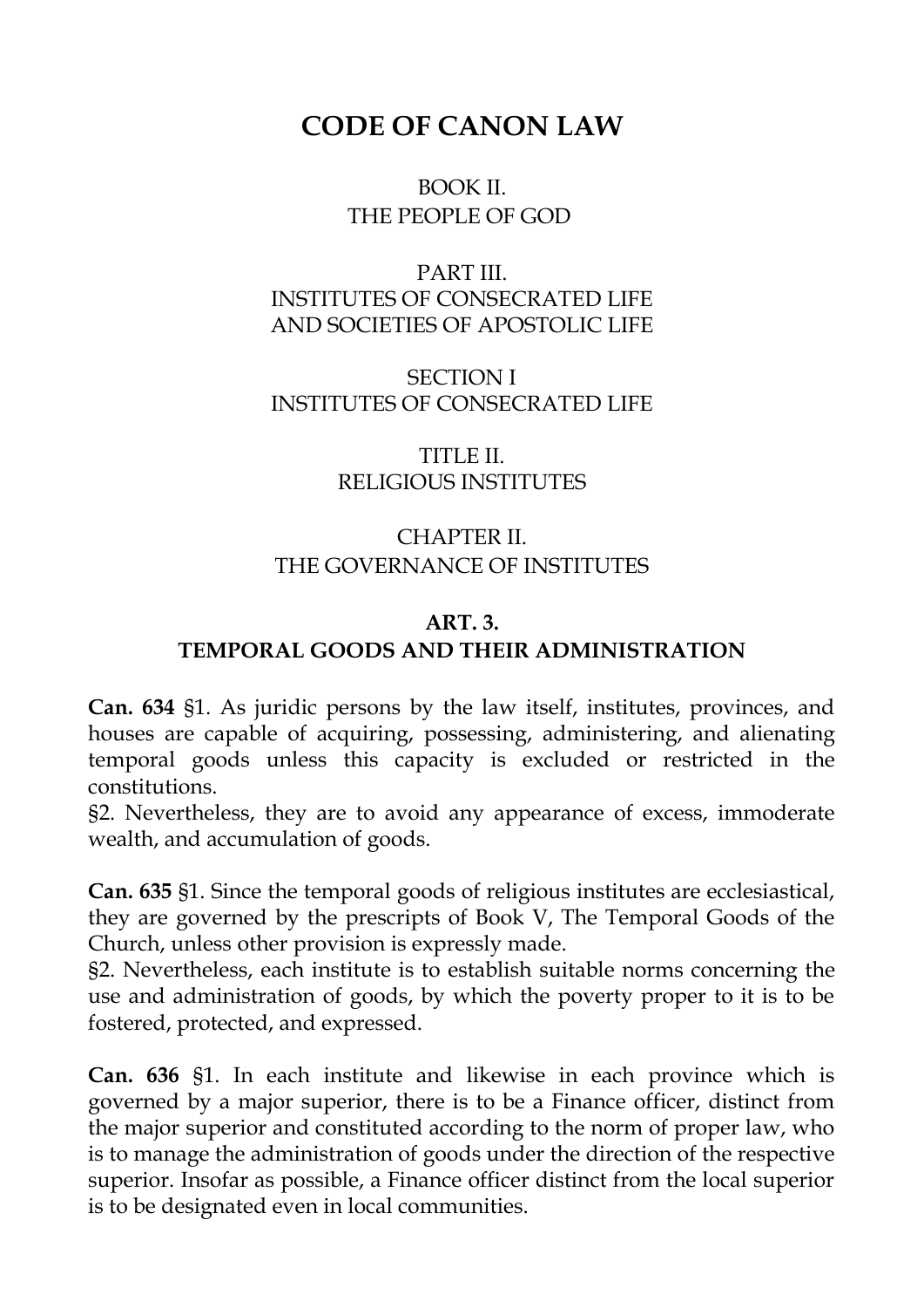# CODE OF CANON LAW

BOOK II.
THE PEOPLE OF GOD

PART III.
INSTITUTES OF CONSECRATED LIFE
AND SOCIETIES OF APOSTOLIC LIFE

SECTION I
INSTITUTES OF CONSECRATED LIFE

TITLE II.
RELIGIOUS INSTITUTES

CHAPTER II.
THE GOVERNANCE OF INSTITUTES

## ART. 3.
## TEMPORAL GOODS AND THEIR ADMINISTRATION

**Can. 634** §1. As juridic persons by the law itself, institutes, provinces, and houses are capable of acquiring, possessing, administering, and alienating temporal goods unless this capacity is excluded or restricted in the constitutions.
§2. Nevertheless, they are to avoid any appearance of excess, immoderate wealth, and accumulation of goods.

**Can. 635** §1. Since the temporal goods of religious institutes are ecclesiastical, they are governed by the prescripts of Book V, The Temporal Goods of the Church, unless other provision is expressly made.
§2. Nevertheless, each institute is to establish suitable norms concerning the use and administration of goods, by which the poverty proper to it is to be fostered, protected, and expressed.

**Can. 636** §1. In each institute and likewise in each province which is governed by a major superior, there is to be a Finance officer, distinct from the major superior and constituted according to the norm of proper law, who is to manage the administration of goods under the direction of the respective superior. Insofar as possible, a Finance officer distinct from the local superior is to be designated even in local communities.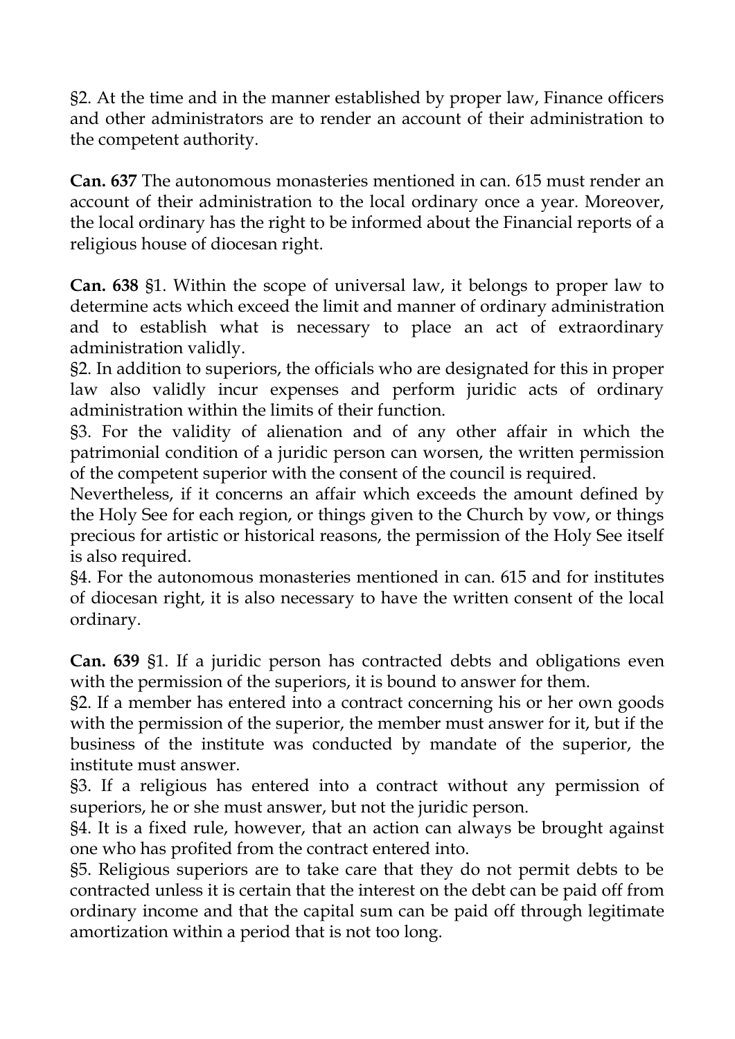§2. At the time and in the manner established by proper law, Finance officers and other administrators are to render an account of their administration to the competent authority.

**Can. 637** The autonomous monasteries mentioned in can. 615 must render an account of their administration to the local ordinary once a year. Moreover, the local ordinary has the right to be informed about the Financial reports of a religious house of diocesan right.

**Can. 638** §1. Within the scope of universal law, it belongs to proper law to determine acts which exceed the limit and manner of ordinary administration and to establish what is necessary to place an act of extraordinary administration validly.
§2. In addition to superiors, the officials who are designated for this in proper law also validly incur expenses and perform juridic acts of ordinary administration within the limits of their function.
§3. For the validity of alienation and of any other affair in which the patrimonial condition of a juridic person can worsen, the written permission of the competent superior with the consent of the council is required.
Nevertheless, if it concerns an affair which exceeds the amount defined by the Holy See for each region, or things given to the Church by vow, or things precious for artistic or historical reasons, the permission of the Holy See itself is also required.
§4. For the autonomous monasteries mentioned in can. 615 and for institutes of diocesan right, it is also necessary to have the written consent of the local ordinary.

**Can. 639** §1. If a juridic person has contracted debts and obligations even with the permission of the superiors, it is bound to answer for them.
§2. If a member has entered into a contract concerning his or her own goods with the permission of the superior, the member must answer for it, but if the business of the institute was conducted by mandate of the superior, the institute must answer.
§3. If a religious has entered into a contract without any permission of superiors, he or she must answer, but not the juridic person.
§4. It is a fixed rule, however, that an action can always be brought against one who has profited from the contract entered into.
§5. Religious superiors are to take care that they do not permit debts to be contracted unless it is certain that the interest on the debt can be paid off from ordinary income and that the capital sum can be paid off through legitimate amortization within a period that is not too long.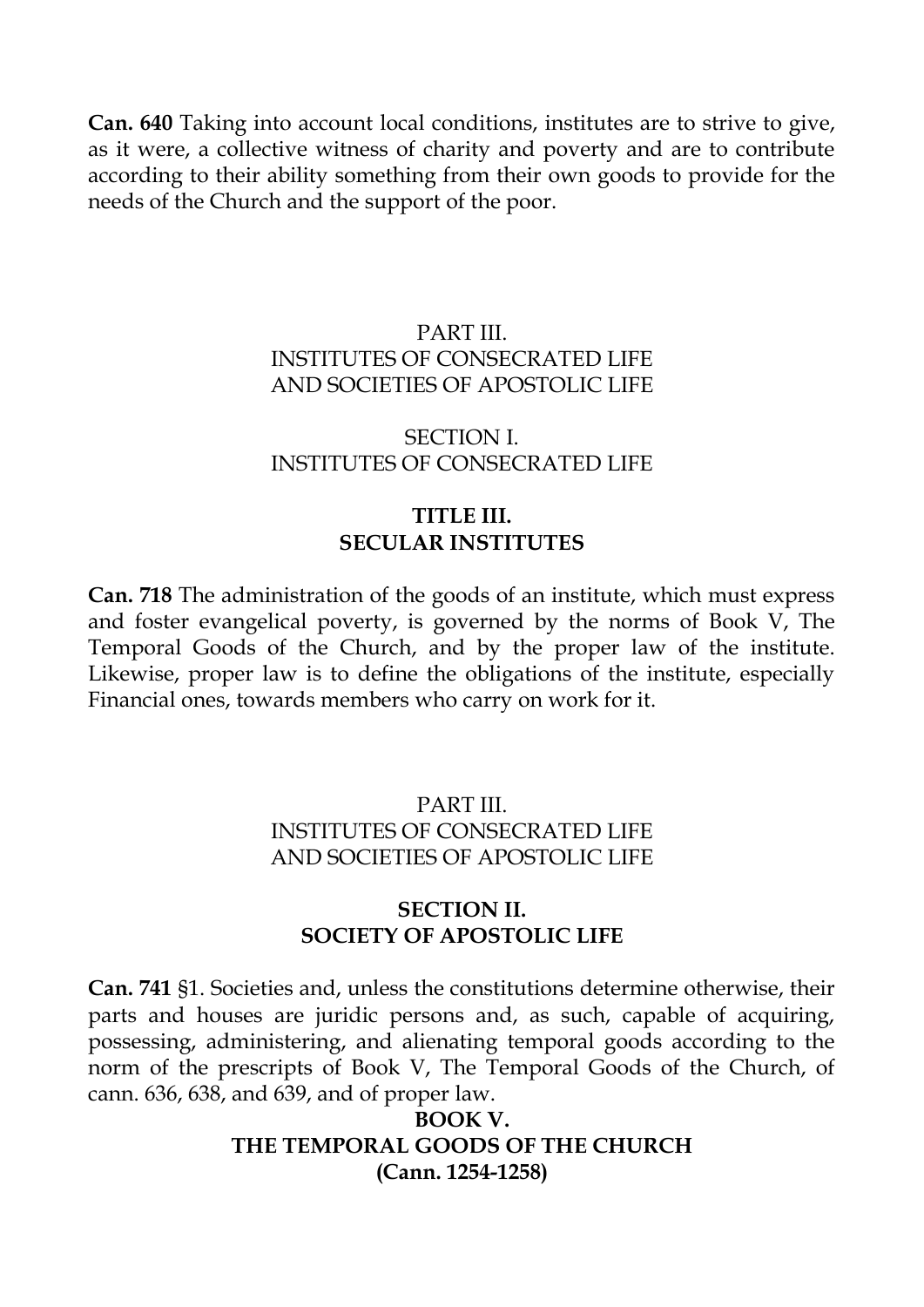**Can. 640** Taking into account local conditions, institutes are to strive to give, as it were, a collective witness of charity and poverty and are to contribute according to their ability something from their own goods to provide for the needs of the Church and the support of the poor.

PART III.
INSTITUTES OF CONSECRATED LIFE
AND SOCIETIES OF APOSTOLIC LIFE

SECTION I.
INSTITUTES OF CONSECRATED LIFE

## TITLE III.
## SECULAR INSTITUTES

**Can. 718** The administration of the goods of an institute, which must express and foster evangelical poverty, is governed by the norms of Book V, The Temporal Goods of the Church, and by the proper law of the institute. Likewise, proper law is to define the obligations of the institute, especially Financial ones, towards members who carry on work for it.

PART III.
INSTITUTES OF CONSECRATED LIFE
AND SOCIETIES OF APOSTOLIC LIFE

## SECTION II.
## SOCIETY OF APOSTOLIC LIFE

**Can. 741** §1. Societies and, unless the constitutions determine otherwise, their parts and houses are juridic persons and, as such, capable of acquiring, possessing, administering, and alienating temporal goods according to the norm of the prescripts of Book V, The Temporal Goods of the Church, of cann. 636, 638, and 639, and of proper law.

## BOOK V.
## THE TEMPORAL GOODS OF THE CHURCH
## (Cann. 1254-1258)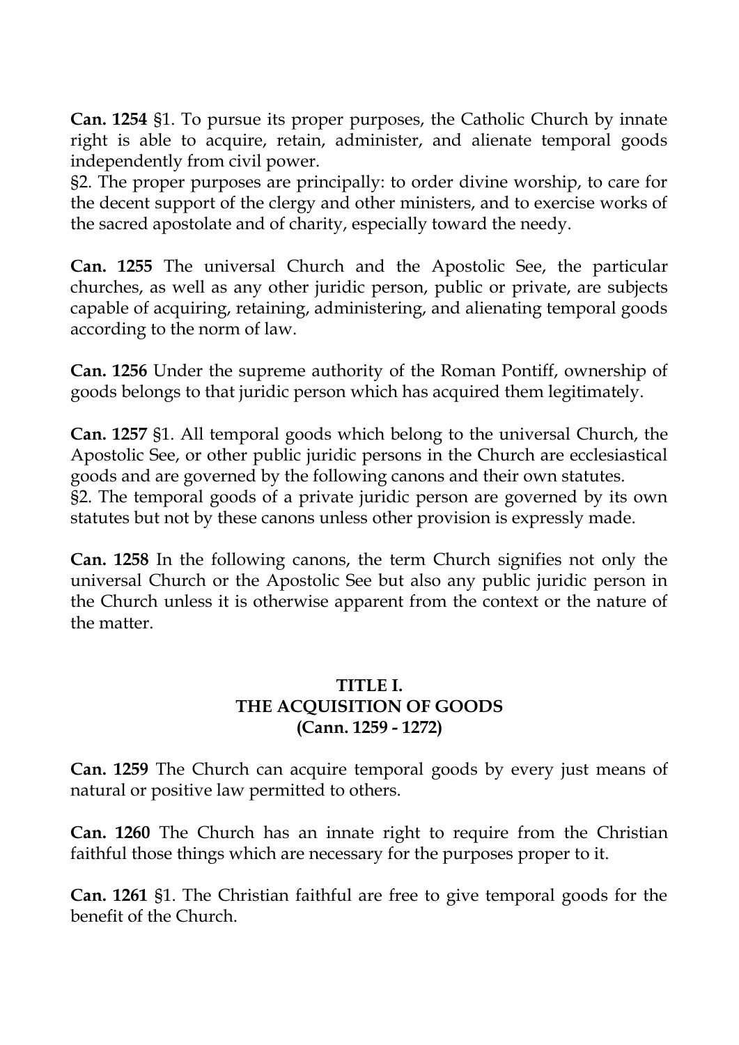**Can. 1254** §1. To pursue its proper purposes, the Catholic Church by innate right is able to acquire, retain, administer, and alienate temporal goods independently from civil power.

§2. The proper purposes are principally: to order divine worship, to care for the decent support of the clergy and other ministers, and to exercise works of the sacred apostolate and of charity, especially toward the needy.

**Can. 1255** The universal Church and the Apostolic See, the particular churches, as well as any other juridic person, public or private, are subjects capable of acquiring, retaining, administering, and alienating temporal goods according to the norm of law.

**Can. 1256** Under the supreme authority of the Roman Pontiff, ownership of goods belongs to that juridic person which has acquired them legitimately.

**Can. 1257** §1. All temporal goods which belong to the universal Church, the Apostolic See, or other public juridic persons in the Church are ecclesiastical goods and are governed by the following canons and their own statutes.

§2. The temporal goods of a private juridic person are governed by its own statutes but not by these canons unless other provision is expressly made.

**Can. 1258** In the following canons, the term Church signifies not only the universal Church or the Apostolic See but also any public juridic person in the Church unless it is otherwise apparent from the context or the nature of the matter.

## TITLE I. THE ACQUISITION OF GOODS (Cann. 1259 - 1272)

**Can. 1259** The Church can acquire temporal goods by every just means of natural or positive law permitted to others.

**Can. 1260** The Church has an innate right to require from the Christian faithful those things which are necessary for the purposes proper to it.

**Can. 1261** §1. The Christian faithful are free to give temporal goods for the benefit of the Church.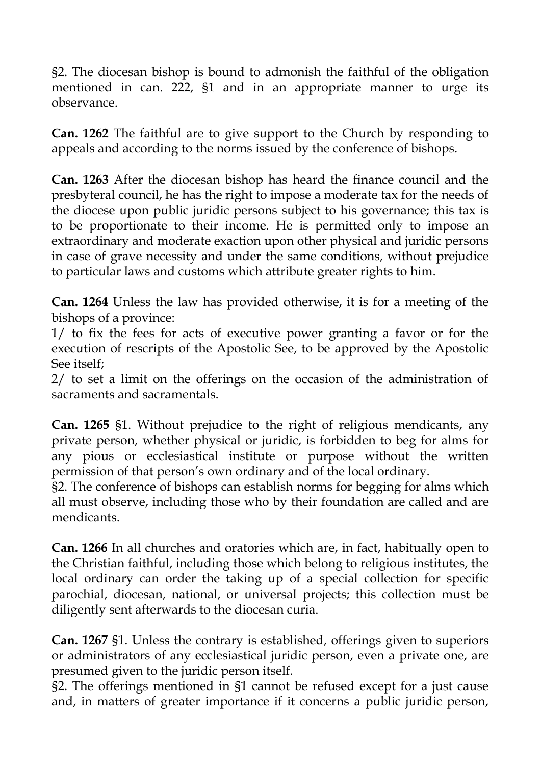§2. The diocesan bishop is bound to admonish the faithful of the obligation mentioned in can. 222, §1 and in an appropriate manner to urge its observance.

**Can. 1262** The faithful are to give support to the Church by responding to appeals and according to the norms issued by the conference of bishops.

**Can. 1263** After the diocesan bishop has heard the finance council and the presbyteral council, he has the right to impose a moderate tax for the needs of the diocese upon public juridic persons subject to his governance; this tax is to be proportionate to their income. He is permitted only to impose an extraordinary and moderate exaction upon other physical and juridic persons in case of grave necessity and under the same conditions, without prejudice to particular laws and customs which attribute greater rights to him.

**Can. 1264** Unless the law has provided otherwise, it is for a meeting of the bishops of a province:
1/ to fix the fees for acts of executive power granting a favor or for the execution of rescripts of the Apostolic See, to be approved by the Apostolic See itself;
2/ to set a limit on the offerings on the occasion of the administration of sacraments and sacramentals.

**Can. 1265** §1. Without prejudice to the right of religious mendicants, any private person, whether physical or juridic, is forbidden to beg for alms for any pious or ecclesiastical institute or purpose without the written permission of that person's own ordinary and of the local ordinary.
§2. The conference of bishops can establish norms for begging for alms which all must observe, including those who by their foundation are called and are mendicants.

**Can. 1266** In all churches and oratories which are, in fact, habitually open to the Christian faithful, including those which belong to religious institutes, the local ordinary can order the taking up of a special collection for specific parochial, diocesan, national, or universal projects; this collection must be diligently sent afterwards to the diocesan curia.

**Can. 1267** §1. Unless the contrary is established, offerings given to superiors or administrators of any ecclesiastical juridic person, even a private one, are presumed given to the juridic person itself.
§2. The offerings mentioned in §1 cannot be refused except for a just cause and, in matters of greater importance if it concerns a public juridic person,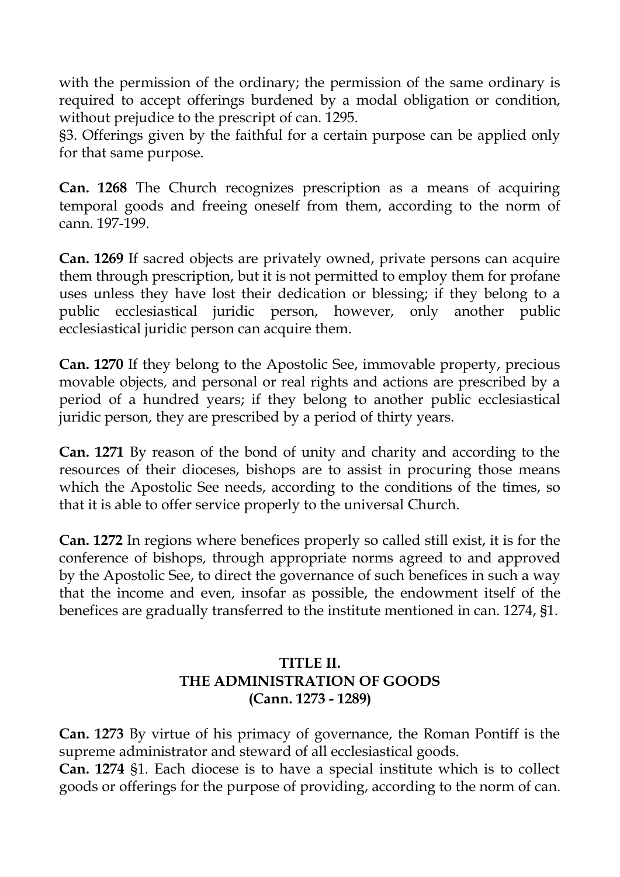with the permission of the ordinary; the permission of the same ordinary is required to accept offerings burdened by a modal obligation or condition, without prejudice to the prescript of can. 1295.

§3. Offerings given by the faithful for a certain purpose can be applied only for that same purpose.

**Can. 1268** The Church recognizes prescription as a means of acquiring temporal goods and freeing oneself from them, according to the norm of cann. 197-199.

**Can. 1269** If sacred objects are privately owned, private persons can acquire them through prescription, but it is not permitted to employ them for profane uses unless they have lost their dedication or blessing; if they belong to a public ecclesiastical juridic person, however, only another public ecclesiastical juridic person can acquire them.

**Can. 1270** If they belong to the Apostolic See, immovable property, precious movable objects, and personal or real rights and actions are prescribed by a period of a hundred years; if they belong to another public ecclesiastical juridic person, they are prescribed by a period of thirty years.

**Can. 1271** By reason of the bond of unity and charity and according to the resources of their dioceses, bishops are to assist in procuring those means which the Apostolic See needs, according to the conditions of the times, so that it is able to offer service properly to the universal Church.

**Can. 1272** In regions where benefices properly so called still exist, it is for the conference of bishops, through appropriate norms agreed to and approved by the Apostolic See, to direct the governance of such benefices in such a way that the income and even, insofar as possible, the endowment itself of the benefices are gradually transferred to the institute mentioned in can. 1274, §1.

## TITLE II. THE ADMINISTRATION OF GOODS (Cann. 1273 - 1289)

**Can. 1273** By virtue of his primacy of governance, the Roman Pontiff is the supreme administrator and steward of all ecclesiastical goods.

**Can. 1274** §1. Each diocese is to have a special institute which is to collect goods or offerings for the purpose of providing, according to the norm of can.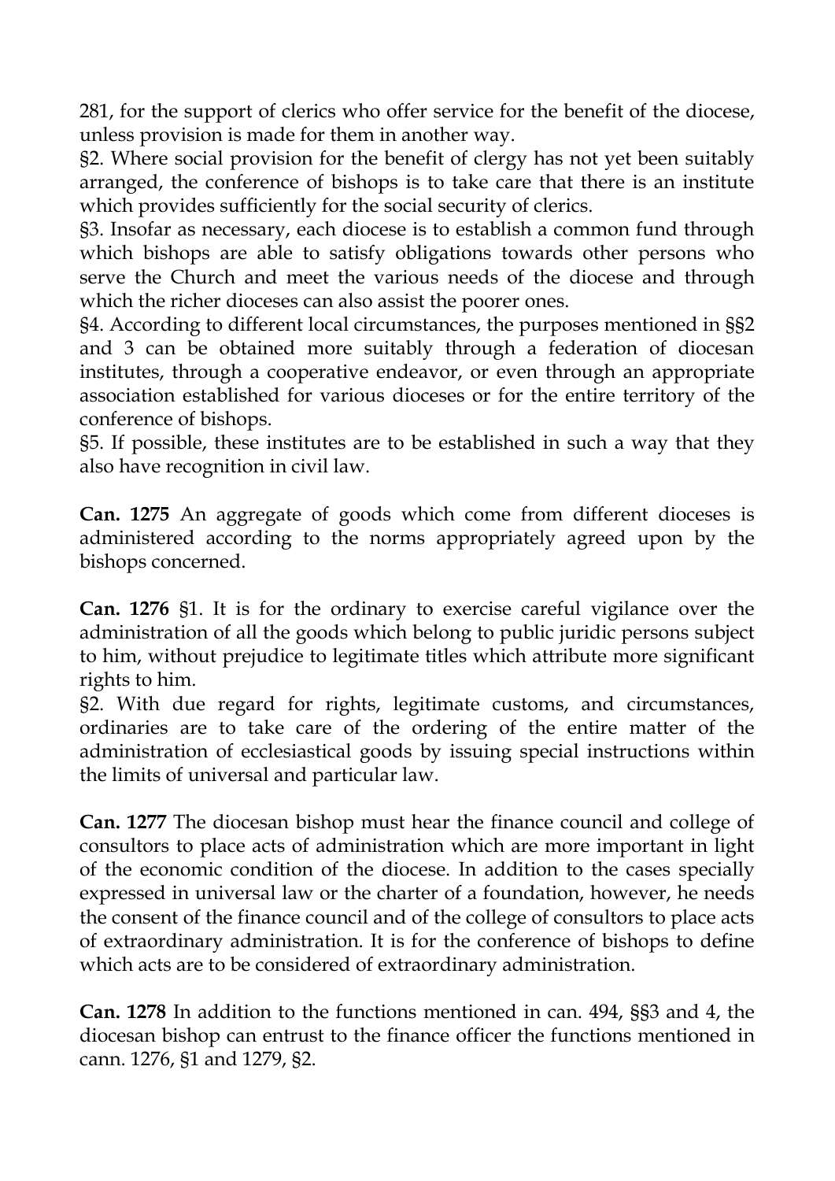281, for the support of clerics who offer service for the benefit of the diocese, unless provision is made for them in another way.

§2. Where social provision for the benefit of clergy has not yet been suitably arranged, the conference of bishops is to take care that there is an institute which provides sufficiently for the social security of clerics.

§3. Insofar as necessary, each diocese is to establish a common fund through which bishops are able to satisfy obligations towards other persons who serve the Church and meet the various needs of the diocese and through which the richer dioceses can also assist the poorer ones.

§4. According to different local circumstances, the purposes mentioned in §§2 and 3 can be obtained more suitably through a federation of diocesan institutes, through a cooperative endeavor, or even through an appropriate association established for various dioceses or for the entire territory of the conference of bishops.

§5. If possible, these institutes are to be established in such a way that they also have recognition in civil law.

**Can. 1275** An aggregate of goods which come from different dioceses is administered according to the norms appropriately agreed upon by the bishops concerned.

**Can. 1276** §1. It is for the ordinary to exercise careful vigilance over the administration of all the goods which belong to public juridic persons subject to him, without prejudice to legitimate titles which attribute more significant rights to him.

§2. With due regard for rights, legitimate customs, and circumstances, ordinaries are to take care of the ordering of the entire matter of the administration of ecclesiastical goods by issuing special instructions within the limits of universal and particular law.

**Can. 1277** The diocesan bishop must hear the finance council and college of consultors to place acts of administration which are more important in light of the economic condition of the diocese. In addition to the cases specially expressed in universal law or the charter of a foundation, however, he needs the consent of the finance council and of the college of consultors to place acts of extraordinary administration. It is for the conference of bishops to define which acts are to be considered of extraordinary administration.

**Can. 1278** In addition to the functions mentioned in can. 494, §§3 and 4, the diocesan bishop can entrust to the finance officer the functions mentioned in cann. 1276, §1 and 1279, §2.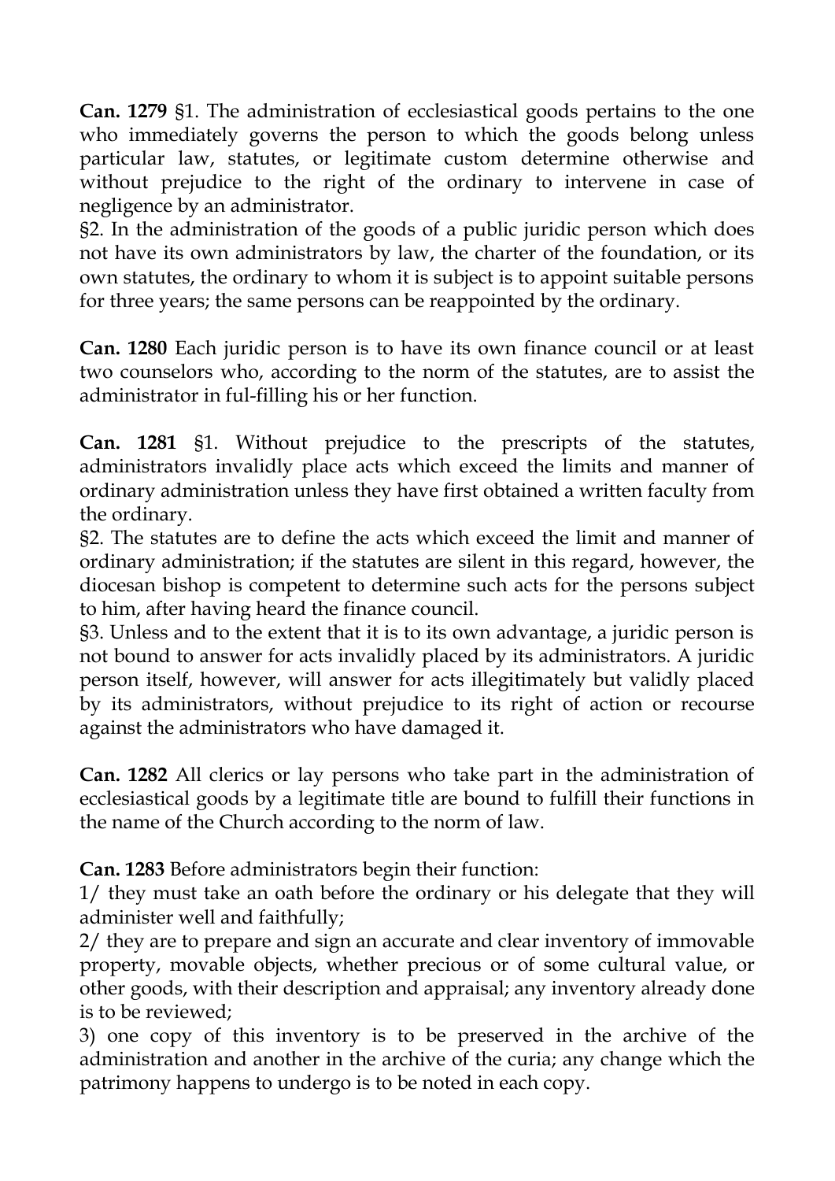**Can. 1279** §1. The administration of ecclesiastical goods pertains to the one who immediately governs the person to which the goods belong unless particular law, statutes, or legitimate custom determine otherwise and without prejudice to the right of the ordinary to intervene in case of negligence by an administrator.
§2. In the administration of the goods of a public juridic person which does not have its own administrators by law, the charter of the foundation, or its own statutes, the ordinary to whom it is subject is to appoint suitable persons for three years; the same persons can be reappointed by the ordinary.

**Can. 1280** Each juridic person is to have its own finance council or at least two counselors who, according to the norm of the statutes, are to assist the administrator in ful-filling his or her function.

**Can. 1281** §1. Without prejudice to the prescripts of the statutes, administrators invalidly place acts which exceed the limits and manner of ordinary administration unless they have first obtained a written faculty from the ordinary.
§2. The statutes are to define the acts which exceed the limit and manner of ordinary administration; if the statutes are silent in this regard, however, the diocesan bishop is competent to determine such acts for the persons subject to him, after having heard the finance council.
§3. Unless and to the extent that it is to its own advantage, a juridic person is not bound to answer for acts invalidly placed by its administrators. A juridic person itself, however, will answer for acts illegitimately but validly placed by its administrators, without prejudice to its right of action or recourse against the administrators who have damaged it.

**Can. 1282** All clerics or lay persons who take part in the administration of ecclesiastical goods by a legitimate title are bound to fulfill their functions in the name of the Church according to the norm of law.

**Can. 1283** Before administrators begin their function:
1/ they must take an oath before the ordinary or his delegate that they will administer well and faithfully;
2/ they are to prepare and sign an accurate and clear inventory of immovable property, movable objects, whether precious or of some cultural value, or other goods, with their description and appraisal; any inventory already done is to be reviewed;
3) one copy of this inventory is to be preserved in the archive of the administration and another in the archive of the curia; any change which the patrimony happens to undergo is to be noted in each copy.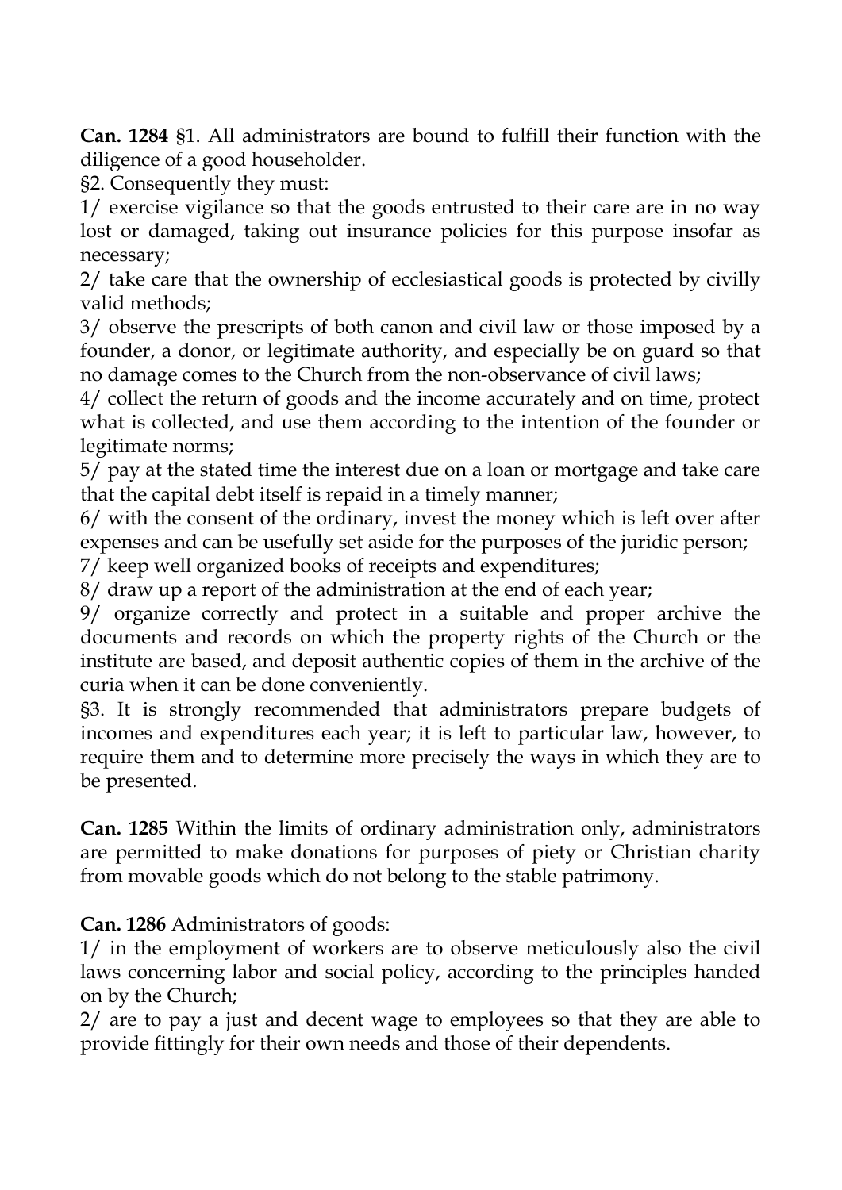**Can. 1284** §1. All administrators are bound to fulfill their function with the diligence of a good householder.

§2. Consequently they must:

1/ exercise vigilance so that the goods entrusted to their care are in no way lost or damaged, taking out insurance policies for this purpose insofar as necessary;

2/ take care that the ownership of ecclesiastical goods is protected by civilly valid methods;

3/ observe the prescripts of both canon and civil law or those imposed by a founder, a donor, or legitimate authority, and especially be on guard so that no damage comes to the Church from the non-observance of civil laws;

4/ collect the return of goods and the income accurately and on time, protect what is collected, and use them according to the intention of the founder or legitimate norms;

5/ pay at the stated time the interest due on a loan or mortgage and take care that the capital debt itself is repaid in a timely manner;

6/ with the consent of the ordinary, invest the money which is left over after expenses and can be usefully set aside for the purposes of the juridic person;

7/ keep well organized books of receipts and expenditures;

8/ draw up a report of the administration at the end of each year;

9/ organize correctly and protect in a suitable and proper archive the documents and records on which the property rights of the Church or the institute are based, and deposit authentic copies of them in the archive of the curia when it can be done conveniently.

§3. It is strongly recommended that administrators prepare budgets of incomes and expenditures each year; it is left to particular law, however, to require them and to determine more precisely the ways in which they are to be presented.

**Can. 1285** Within the limits of ordinary administration only, administrators are permitted to make donations for purposes of piety or Christian charity from movable goods which do not belong to the stable patrimony.

**Can. 1286** Administrators of goods:

1/ in the employment of workers are to observe meticulously also the civil laws concerning labor and social policy, according to the principles handed on by the Church;

2/ are to pay a just and decent wage to employees so that they are able to provide fittingly for their own needs and those of their dependents.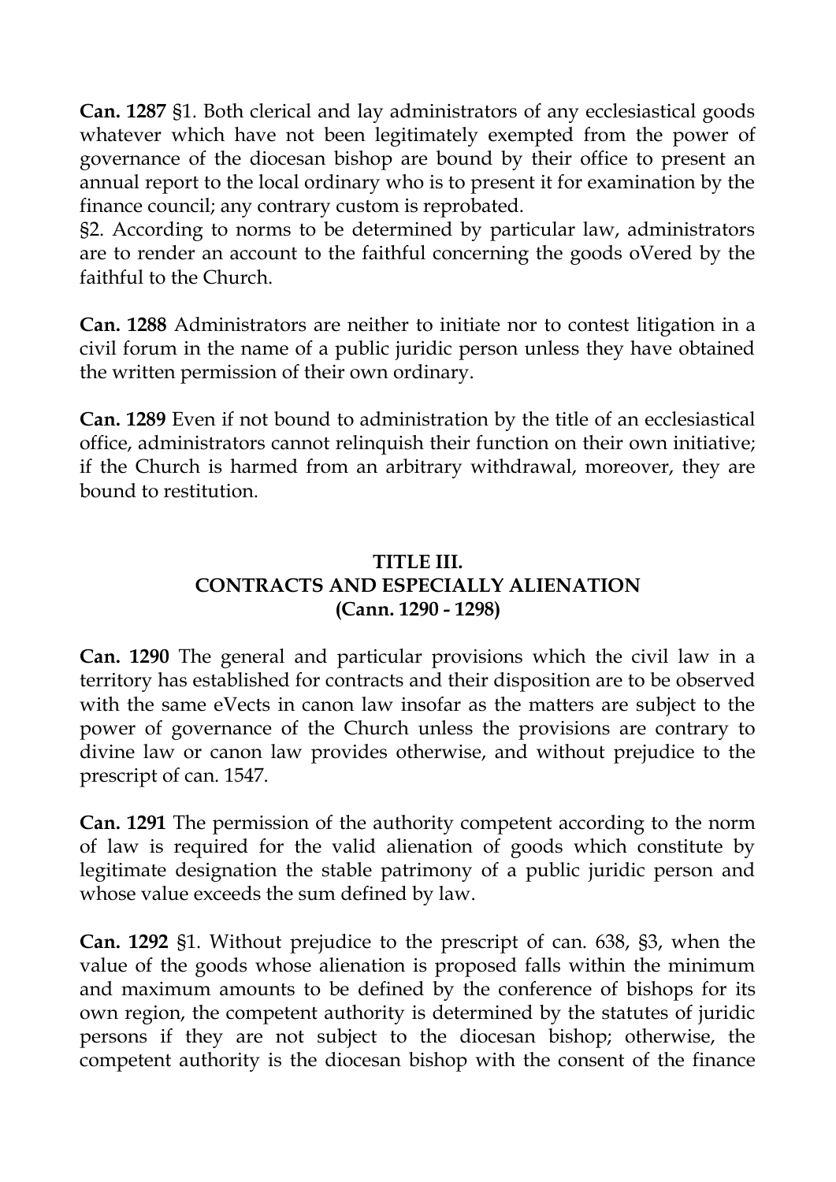**Can. 1287** §1. Both clerical and lay administrators of any ecclesiastical goods whatever which have not been legitimately exempted from the power of governance of the diocesan bishop are bound by their office to present an annual report to the local ordinary who is to present it for examination by the finance council; any contrary custom is reprobated.
§2. According to norms to be determined by particular law, administrators are to render an account to the faithful concerning the goods oVered by the faithful to the Church.

**Can. 1288** Administrators are neither to initiate nor to contest litigation in a civil forum in the name of a public juridic person unless they have obtained the written permission of their own ordinary.

**Can. 1289** Even if not bound to administration by the title of an ecclesiastical office, administrators cannot relinquish their function on their own initiative; if the Church is harmed from an arbitrary withdrawal, moreover, they are bound to restitution.

## TITLE III.
## CONTRACTS AND ESPECIALLY ALIENATION
## (Cann. 1290 - 1298)

**Can. 1290** The general and particular provisions which the civil law in a territory has established for contracts and their disposition are to be observed with the same eVects in canon law insofar as the matters are subject to the power of governance of the Church unless the provisions are contrary to divine law or canon law provides otherwise, and without prejudice to the prescript of can. 1547.

**Can. 1291** The permission of the authority competent according to the norm of law is required for the valid alienation of goods which constitute by legitimate designation the stable patrimony of a public juridic person and whose value exceeds the sum defined by law.

**Can. 1292** §1. Without prejudice to the prescript of can. 638, §3, when the value of the goods whose alienation is proposed falls within the minimum and maximum amounts to be defined by the conference of bishops for its own region, the competent authority is determined by the statutes of juridic persons if they are not subject to the diocesan bishop; otherwise, the competent authority is the diocesan bishop with the consent of the finance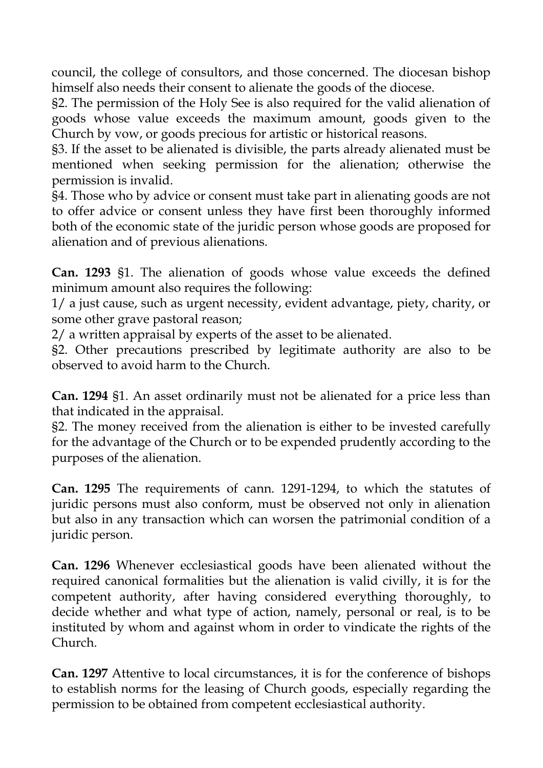council, the college of consultors, and those concerned. The diocesan bishop himself also needs their consent to alienate the goods of the diocese.

§2. The permission of the Holy See is also required for the valid alienation of goods whose value exceeds the maximum amount, goods given to the Church by vow, or goods precious for artistic or historical reasons.

§3. If the asset to be alienated is divisible, the parts already alienated must be mentioned when seeking permission for the alienation; otherwise the permission is invalid.

§4. Those who by advice or consent must take part in alienating goods are not to offer advice or consent unless they have first been thoroughly informed both of the economic state of the juridic person whose goods are proposed for alienation and of previous alienations.

**Can. 1293** §1. The alienation of goods whose value exceeds the defined minimum amount also requires the following:

1/ a just cause, such as urgent necessity, evident advantage, piety, charity, or some other grave pastoral reason;

2/ a written appraisal by experts of the asset to be alienated.

§2. Other precautions prescribed by legitimate authority are also to be observed to avoid harm to the Church.

**Can. 1294** §1. An asset ordinarily must not be alienated for a price less than that indicated in the appraisal.

§2. The money received from the alienation is either to be invested carefully for the advantage of the Church or to be expended prudently according to the purposes of the alienation.

**Can. 1295** The requirements of cann. 1291-1294, to which the statutes of juridic persons must also conform, must be observed not only in alienation but also in any transaction which can worsen the patrimonial condition of a juridic person.

**Can. 1296** Whenever ecclesiastical goods have been alienated without the required canonical formalities but the alienation is valid civilly, it is for the competent authority, after having considered everything thoroughly, to decide whether and what type of action, namely, personal or real, is to be instituted by whom and against whom in order to vindicate the rights of the Church.

**Can. 1297** Attentive to local circumstances, it is for the conference of bishops to establish norms for the leasing of Church goods, especially regarding the permission to be obtained from competent ecclesiastical authority.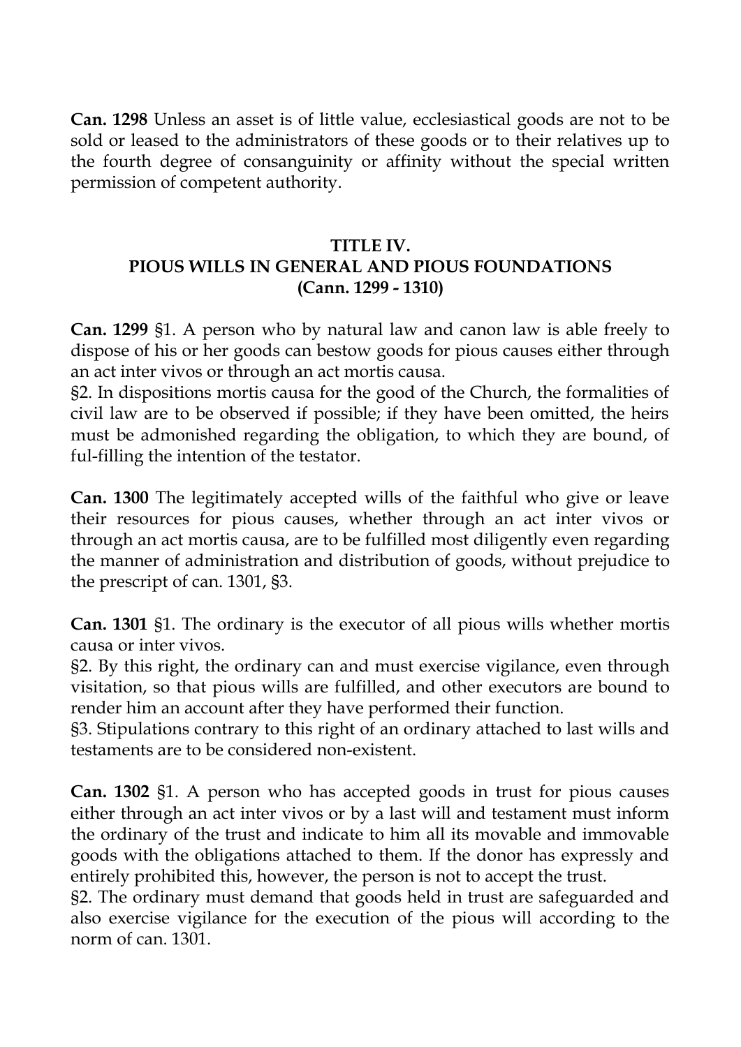**Can. 1298** Unless an asset is of little value, ecclesiastical goods are not to be sold or leased to the administrators of these goods or to their relatives up to the fourth degree of consanguinity or affinity without the special written permission of competent authority.

## TITLE IV. PIOUS WILLS IN GENERAL AND PIOUS FOUNDATIONS (Cann. 1299 - 1310)

**Can. 1299** §1. A person who by natural law and canon law is able freely to dispose of his or her goods can bestow goods for pious causes either through an act inter vivos or through an act mortis causa.
§2. In dispositions mortis causa for the good of the Church, the formalities of civil law are to be observed if possible; if they have been omitted, the heirs must be admonished regarding the obligation, to which they are bound, of ful-filling the intention of the testator.

**Can. 1300** The legitimately accepted wills of the faithful who give or leave their resources for pious causes, whether through an act inter vivos or through an act mortis causa, are to be fulfilled most diligently even regarding the manner of administration and distribution of goods, without prejudice to the prescript of can. 1301, §3.

**Can. 1301** §1. The ordinary is the executor of all pious wills whether mortis causa or inter vivos.
§2. By this right, the ordinary can and must exercise vigilance, even through visitation, so that pious wills are fulfilled, and other executors are bound to render him an account after they have performed their function.
§3. Stipulations contrary to this right of an ordinary attached to last wills and testaments are to be considered non-existent.

**Can. 1302** §1. A person who has accepted goods in trust for pious causes either through an act inter vivos or by a last will and testament must inform the ordinary of the trust and indicate to him all its movable and immovable goods with the obligations attached to them. If the donor has expressly and entirely prohibited this, however, the person is not to accept the trust.
§2. The ordinary must demand that goods held in trust are safeguarded and also exercise vigilance for the execution of the pious will according to the norm of can. 1301.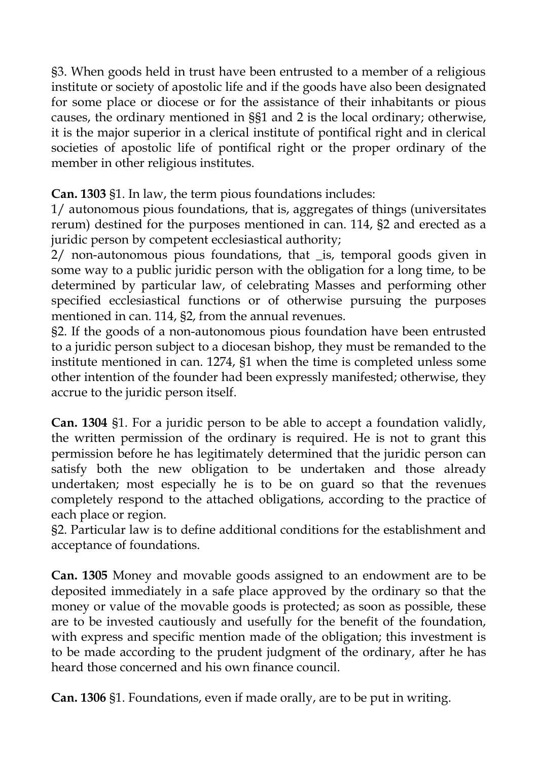§3. When goods held in trust have been entrusted to a member of a religious institute or society of apostolic life and if the goods have also been designated for some place or diocese or for the assistance of their inhabitants or pious causes, the ordinary mentioned in §§1 and 2 is the local ordinary; otherwise, it is the major superior in a clerical institute of pontifical right and in clerical societies of apostolic life of pontifical right or the proper ordinary of the member in other religious institutes.

**Can. 1303** §1. In law, the term pious foundations includes:

1/ autonomous pious foundations, that is, aggregates of things (universitates rerum) destined for the purposes mentioned in can. 114, §2 and erected as a juridic person by competent ecclesiastical authority;

2/ non-autonomous pious foundations, that _is, temporal goods given in some way to a public juridic person with the obligation for a long time, to be determined by particular law, of celebrating Masses and performing other specified ecclesiastical functions or of otherwise pursuing the purposes mentioned in can. 114, §2, from the annual revenues.

§2. If the goods of a non-autonomous pious foundation have been entrusted to a juridic person subject to a diocesan bishop, they must be remanded to the institute mentioned in can. 1274, §1 when the time is completed unless some other intention of the founder had been expressly manifested; otherwise, they accrue to the juridic person itself.

**Can. 1304** §1. For a juridic person to be able to accept a foundation validly, the written permission of the ordinary is required. He is not to grant this permission before he has legitimately determined that the juridic person can satisfy both the new obligation to be undertaken and those already undertaken; most especially he is to be on guard so that the revenues completely respond to the attached obligations, according to the practice of each place or region.

§2. Particular law is to define additional conditions for the establishment and acceptance of foundations.

**Can. 1305** Money and movable goods assigned to an endowment are to be deposited immediately in a safe place approved by the ordinary so that the money or value of the movable goods is protected; as soon as possible, these are to be invested cautiously and usefully for the benefit of the foundation, with express and specific mention made of the obligation; this investment is to be made according to the prudent judgment of the ordinary, after he has heard those concerned and his own finance council.

**Can. 1306** §1. Foundations, even if made orally, are to be put in writing.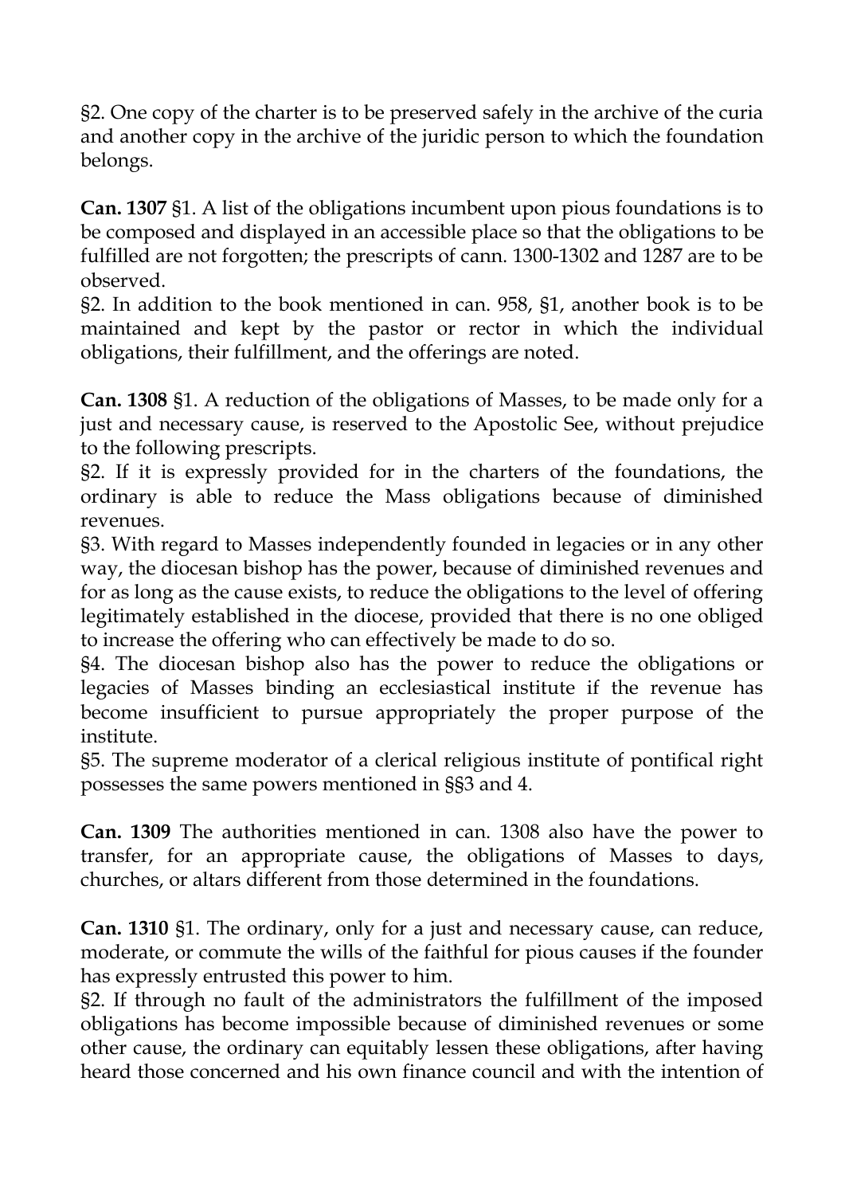§2. One copy of the charter is to be preserved safely in the archive of the curia and another copy in the archive of the juridic person to which the foundation belongs.

**Can. 1307** §1. A list of the obligations incumbent upon pious foundations is to be composed and displayed in an accessible place so that the obligations to be fulfilled are not forgotten; the prescripts of cann. 1300-1302 and 1287 are to be observed.
§2. In addition to the book mentioned in can. 958, §1, another book is to be maintained and kept by the pastor or rector in which the individual obligations, their fulfillment, and the offerings are noted.

**Can. 1308** §1. A reduction of the obligations of Masses, to be made only for a just and necessary cause, is reserved to the Apostolic See, without prejudice to the following prescripts.
§2. If it is expressly provided for in the charters of the foundations, the ordinary is able to reduce the Mass obligations because of diminished revenues.
§3. With regard to Masses independently founded in legacies or in any other way, the diocesan bishop has the power, because of diminished revenues and for as long as the cause exists, to reduce the obligations to the level of offering legitimately established in the diocese, provided that there is no one obliged to increase the offering who can effectively be made to do so.
§4. The diocesan bishop also has the power to reduce the obligations or legacies of Masses binding an ecclesiastical institute if the revenue has become insufficient to pursue appropriately the proper purpose of the institute.
§5. The supreme moderator of a clerical religious institute of pontifical right possesses the same powers mentioned in §§3 and 4.

**Can. 1309** The authorities mentioned in can. 1308 also have the power to transfer, for an appropriate cause, the obligations of Masses to days, churches, or altars different from those determined in the foundations.

**Can. 1310** §1. The ordinary, only for a just and necessary cause, can reduce, moderate, or commute the wills of the faithful for pious causes if the founder has expressly entrusted this power to him.
§2. If through no fault of the administrators the fulfillment of the imposed obligations has become impossible because of diminished revenues or some other cause, the ordinary can equitably lessen these obligations, after having heard those concerned and his own finance council and with the intention of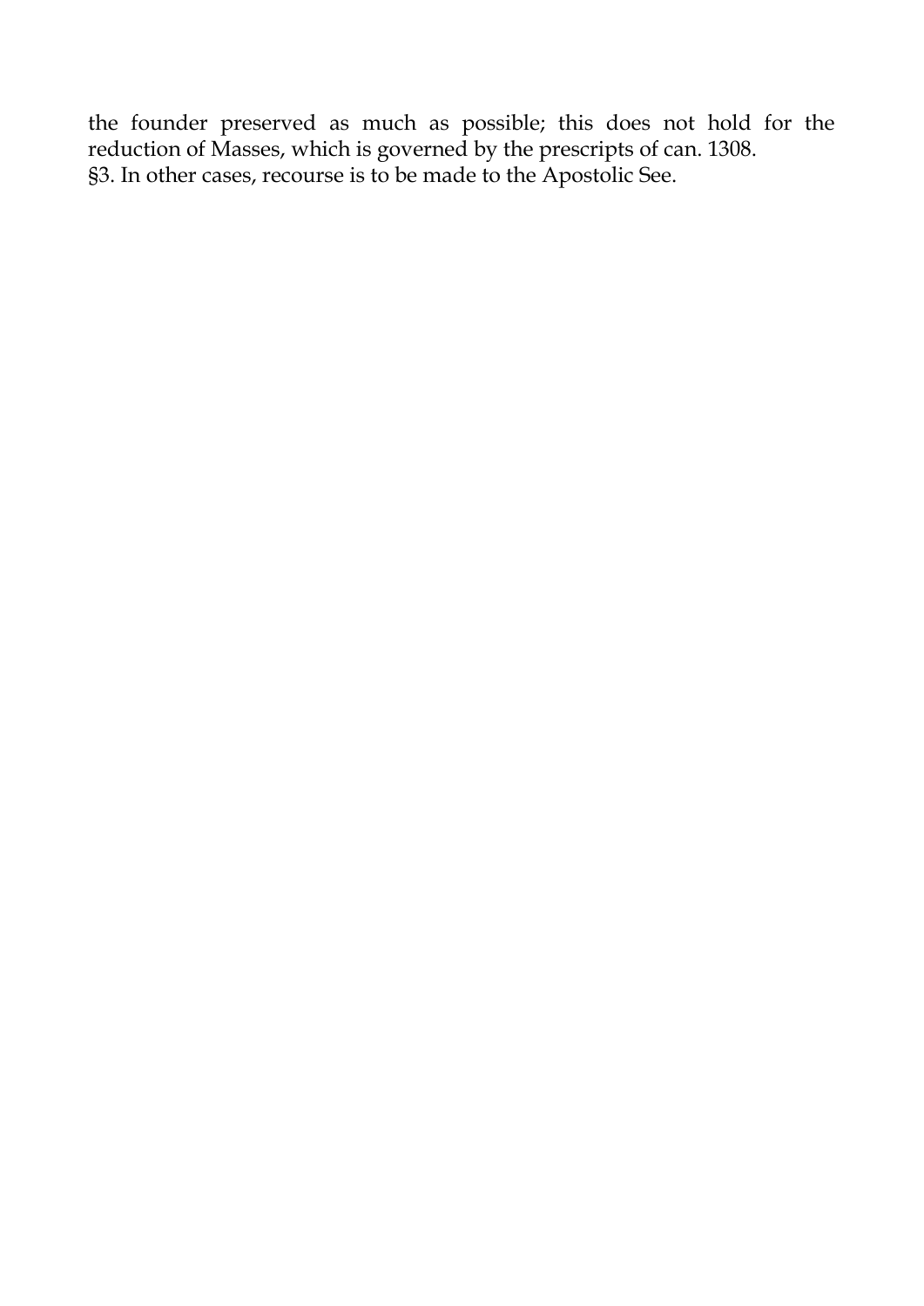the founder preserved as much as possible; this does not hold for the reduction of Masses, which is governed by the prescripts of can. 1308.

§3. In other cases, recourse is to be made to the Apostolic See.